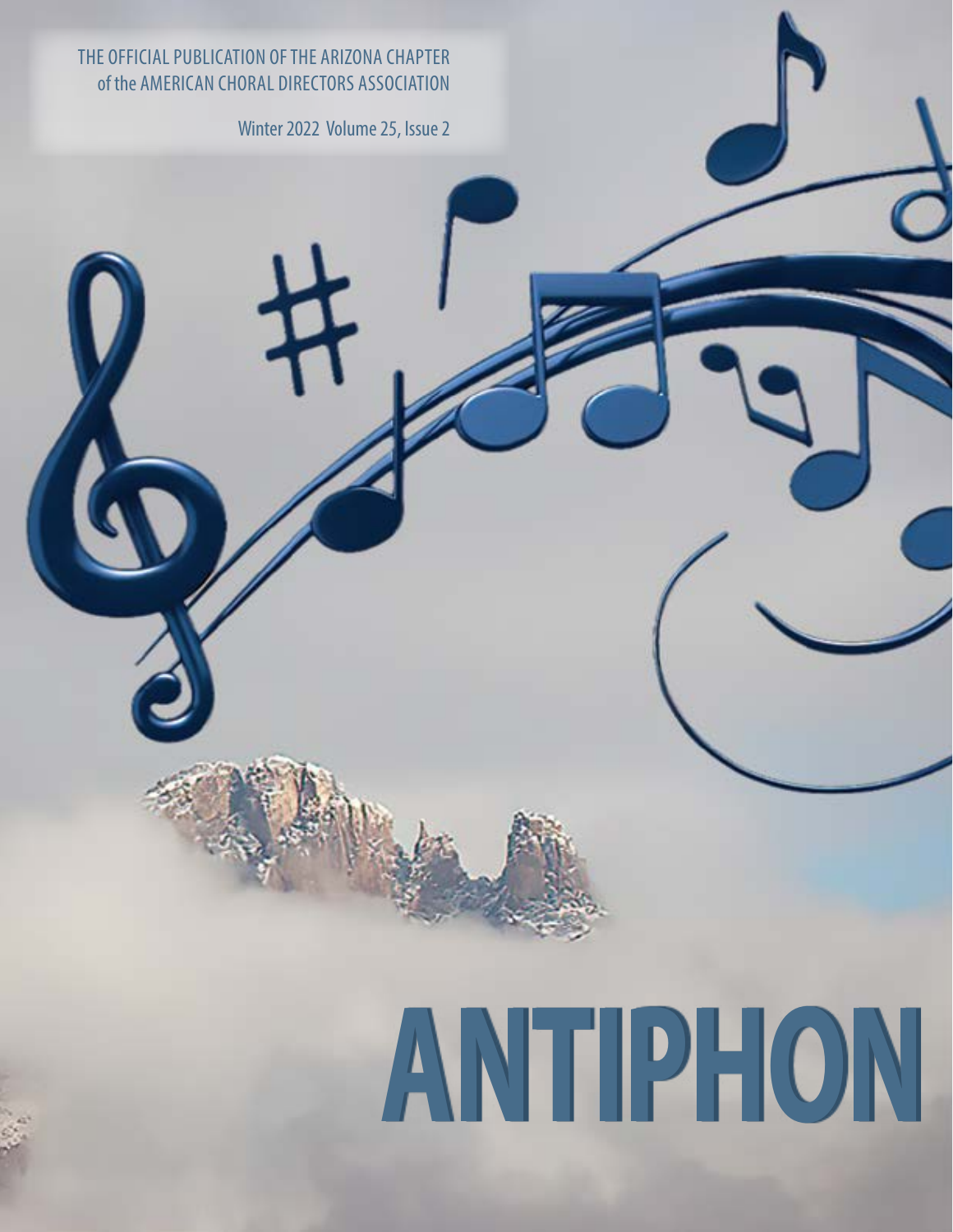THE OFFICIAL PUBLICATION OF THE ARIZONA CHAPTER
of the AMERICAN CHORAL DIRECTORS ASSOCIATION

Winter 2022 Volume 25, Issue 2

# ANTIPHON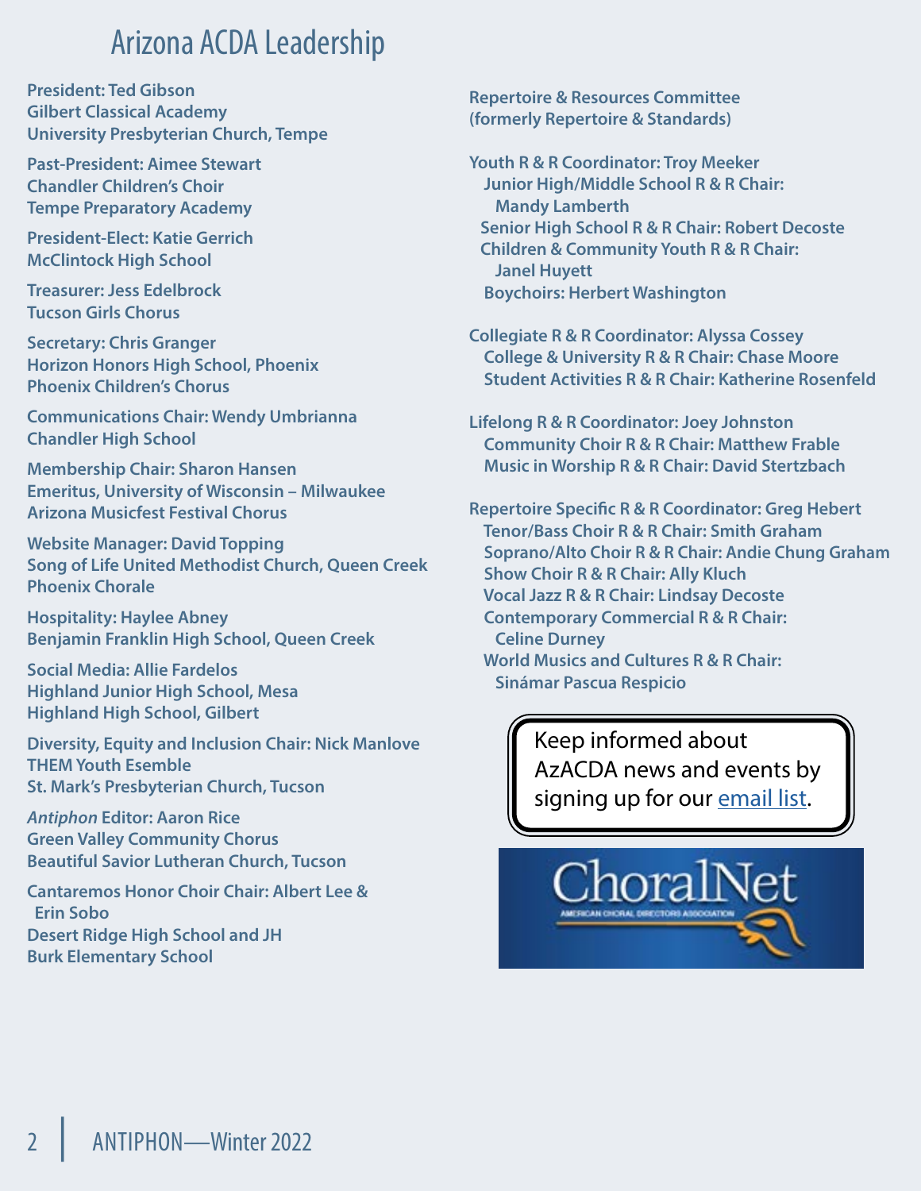# Arizona ACDA Leadership

**President: Ted Gibson**
**Gilbert Classical Academy**
**University Presbyterian Church, Tempe**

**Past-President: Aimee Stewart**
**Chandler Children's Choir**
**Tempe Preparatory Academy**

**President-Elect: Katie Gerrich**
**McClintock High School**

**Treasurer: Jess Edelbrock**
**Tucson Girls Chorus**

**Secretary: Chris Granger**
**Horizon Honors High School, Phoenix**
**Phoenix Children's Chorus**

**Communications Chair: Wendy Umbrianna**
**Chandler High School**

**Membership Chair: Sharon Hansen**
**Emeritus, University of Wisconsin – Milwaukee**
**Arizona Musicfest Festival Chorus**

**Website Manager: David Topping**
**Song of Life United Methodist Church, Queen Creek**
**Phoenix Chorale**

**Hospitality: Haylee Abney**
**Benjamin Franklin High School, Queen Creek**

**Social Media: Allie Fardelos**
**Highland Junior High School, Mesa**
**Highland High School, Gilbert**

**Diversity, Equity and Inclusion Chair: Nick Manlove**
**THEM Youth Esemble**
**St. Mark's Presbyterian Church, Tucson**

***Antiphon* Editor: Aaron Rice**
**Green Valley Community Chorus**
**Beautiful Savior Lutheran Church, Tucson**

**Cantaremos Honor Choir Chair: Albert Lee & Erin Sobo**
**Desert Ridge High School and JH**
**Burk Elementary School**

**Repertoire & Resources Committee**
**(formerly Repertoire & Standards)**

**Youth R & R Coordinator: Troy Meeker**
- **Junior High/Middle School R & R Chair: Mandy Lamberth**
- **Senior High School R & R Chair: Robert Decoste**
- **Children & Community Youth R & R Chair: Janel Huyett**
- **Boychoirs: Herbert Washington**

**Collegiate R & R Coordinator: Alyssa Cossey**
- **College & University R & R Chair: Chase Moore**
- **Student Activities R & R Chair: Katherine Rosenfeld**

**Lifelong R & R Coordinator: Joey Johnston**
- **Community Choir R & R Chair: Matthew Frable**
- **Music in Worship R & R Chair: David Stertzbach**

**Repertoire Specific R & R Coordinator: Greg Hebert**
- **Tenor/Bass Choir R & R Chair: Smith Graham**
- **Soprano/Alto Choir R & R Chair: Andie Chung Graham**
- **Show Choir R & R Chair: Ally Kluch**
- **Vocal Jazz R & R Chair: Lindsay Decoste**
- **Contemporary Commercial R & R Chair: Celine Durney**
- **World Musics and Cultures R & R Chair: Sinámar Pascua Respicio**

Keep informed about AzACDA news and events by signing up for our [email list](#).

ChoralNet
AMERICAN CHORAL DIRECTORS ASSOCIATION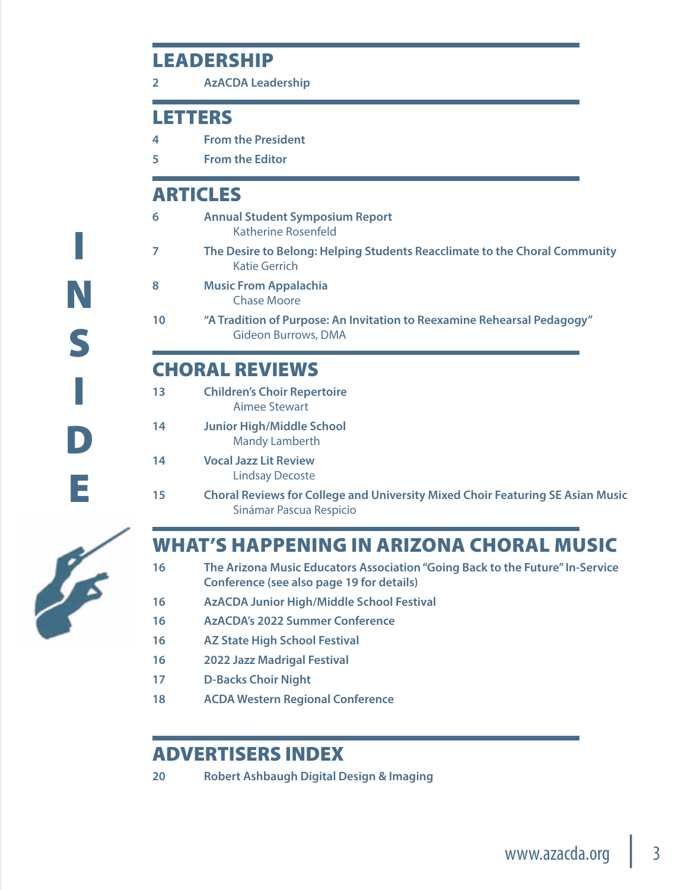# INSIDE

## LEADERSHIP

2 **AzACDA Leadership**

## LETTERS

4 **From the President**

5 **From the Editor**

## ARTICLES

6 **Annual Student Symposium Report**
Katherine Rosenfeld

7 **The Desire to Belong: Helping Students Reacclimate to the Choral Community**
Katie Gerrich

8 **Music From Appalachia**
Chase Moore

10 **"A Tradition of Purpose: An Invitation to Reexamine Rehearsal Pedagogy"**
Gideon Burrows, DMA

## CHORAL REVIEWS

13 **Children's Choir Repertoire**
Aimee Stewart

14 **Junior High/Middle School**
Mandy Lamberth

14 **Vocal Jazz Lit Review**
Lindsay Decoste

15 **Choral Reviews for College and University Mixed Choir Featuring SE Asian Music**
Sinámar Pascua Respicio

## WHAT'S HAPPENING IN ARIZONA CHORAL MUSIC

16 **The Arizona Music Educators Association "Going Back to the Future" In-Service Conference (see also page 19 for details)**

16 **AzACDA Junior High/Middle School Festival**

16 **AzACDA's 2022 Summer Conference**

16 **AZ State High School Festival**

16 **2022 Jazz Madrigal Festival**

17 **D-Backs Choir Night**

18 **ACDA Western Regional Conference**

## ADVERTISERS INDEX

20 **Robert Ashbaugh Digital Design & Imaging**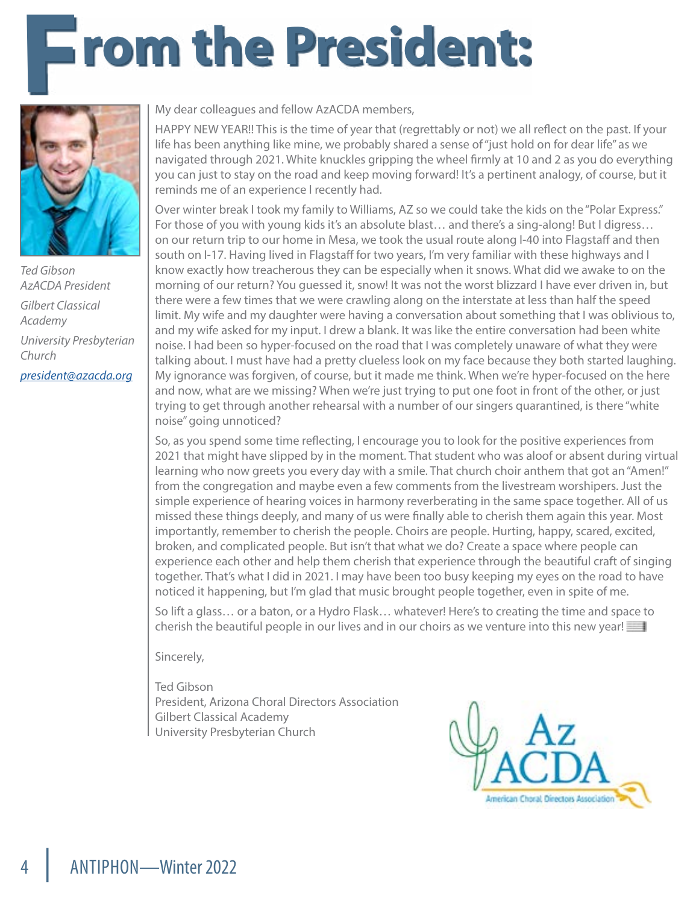# From the President:

*Ted Gibson*
*AzACDA President*

*Gilbert Classical Academy*

*University Presbyterian Church*

*president@azacda.org*

My dear colleagues and fellow AzACDA members,

HAPPY NEW YEAR!! This is the time of year that (regrettably or not) we all reflect on the past. If your life has been anything like mine, we probably shared a sense of "just hold on for dear life" as we navigated through 2021. White knuckles gripping the wheel firmly at 10 and 2 as you do everything you can just to stay on the road and keep moving forward! It's a pertinent analogy, of course, but it reminds me of an experience I recently had.

Over winter break I took my family to Williams, AZ so we could take the kids on the "Polar Express." For those of you with young kids it's an absolute blast… and there's a sing-along! But I digress… on our return trip to our home in Mesa, we took the usual route along I-40 into Flagstaff and then south on I-17. Having lived in Flagstaff for two years, I'm very familiar with these highways and I know exactly how treacherous they can be especially when it snows. What did we awake to on the morning of our return? You guessed it, snow! It was not the worst blizzard I have ever driven in, but there were a few times that we were crawling along on the interstate at less than half the speed limit. My wife and my daughter were having a conversation about something that I was oblivious to, and my wife asked for my input. I drew a blank. It was like the entire conversation had been white noise. I had been so hyper-focused on the road that I was completely unaware of what they were talking about. I must have had a pretty clueless look on my face because they both started laughing. My ignorance was forgiven, of course, but it made me think. When we're hyper-focused on the here and now, what are we missing? When we're just trying to put one foot in front of the other, or just trying to get through another rehearsal with a number of our singers quarantined, is there "white noise" going unnoticed?

So, as you spend some time reflecting, I encourage you to look for the positive experiences from 2021 that might have slipped by in the moment. That student who was aloof or absent during virtual learning who now greets you every day with a smile. That church choir anthem that got an "Amen!" from the congregation and maybe even a few comments from the livestream worshipers. Just the simple experience of hearing voices in harmony reverberating in the same space together. All of us missed these things deeply, and many of us were finally able to cherish them again this year. Most importantly, remember to cherish the people. Choirs are people. Hurting, happy, scared, excited, broken, and complicated people. But isn't that what we do? Create a space where people can experience each other and help them cherish that experience through the beautiful craft of singing together. That's what I did in 2021. I may have been too busy keeping my eyes on the road to have noticed it happening, but I'm glad that music brought people together, even in spite of me.

So lift a glass… or a baton, or a Hydro Flask… whatever! Here's to creating the time and space to cherish the beautiful people in our lives and in our choirs as we venture into this new year!

Sincerely,

Ted Gibson
President, Arizona Choral Directors Association
Gilbert Classical Academy
University Presbyterian Church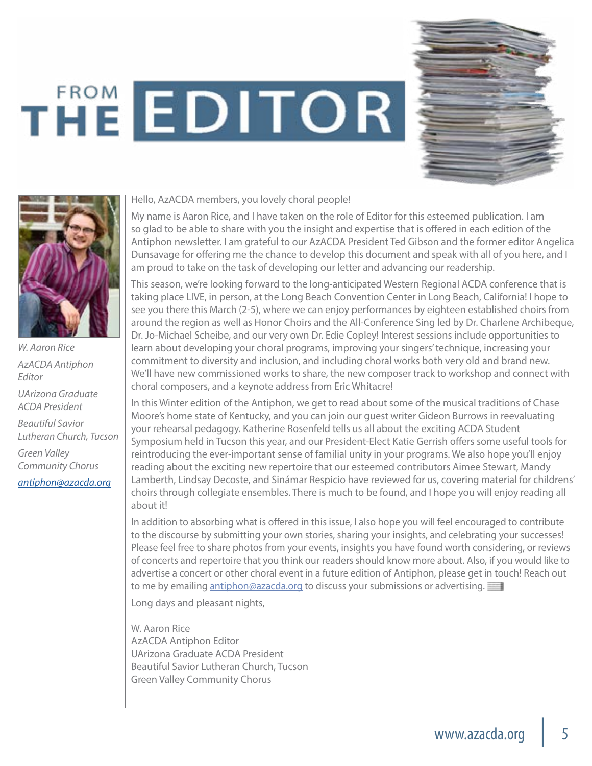# FROM THE EDITOR

*W. Aaron Rice*

*AzACDA Antiphon Editor*

*UArizona Graduate ACDA President*

*Beautiful Savior Lutheran Church, Tucson*

*Green Valley Community Chorus*

*antiphon@azacda.org*

Hello, AzACDA members, you lovely choral people!

My name is Aaron Rice, and I have taken on the role of Editor for this esteemed publication. I am so glad to be able to share with you the insight and expertise that is offered in each edition of the Antiphon newsletter. I am grateful to our AzACDA President Ted Gibson and the former editor Angelica Dunsavage for offering me the chance to develop this document and speak with all of you here, and I am proud to take on the task of developing our letter and advancing our readership.

This season, we're looking forward to the long-anticipated Western Regional ACDA conference that is taking place LIVE, in person, at the Long Beach Convention Center in Long Beach, California! I hope to see you there this March (2-5), where we can enjoy performances by eighteen established choirs from around the region as well as Honor Choirs and the All-Conference Sing led by Dr. Charlene Archibeque, Dr. Jo-Michael Scheibe, and our very own Dr. Edie Copley! Interest sessions include opportunities to learn about developing your choral programs, improving your singers' technique, increasing your commitment to diversity and inclusion, and including choral works both very old and brand new. We'll have new commissioned works to share, the new composer track to workshop and connect with choral composers, and a keynote address from Eric Whitacre!

In this Winter edition of the Antiphon, we get to read about some of the musical traditions of Chase Moore's home state of Kentucky, and you can join our guest writer Gideon Burrows in reevaluating your rehearsal pedagogy. Katherine Rosenfeld tells us all about the exciting ACDA Student Symposium held in Tucson this year, and our President-Elect Katie Gerrish offers some useful tools for reintroducing the ever-important sense of familial unity in your programs. We also hope you'll enjoy reading about the exciting new repertoire that our esteemed contributors Aimee Stewart, Mandy Lamberth, Lindsay Decoste, and Sinámar Respicio have reviewed for us, covering material for childrens' choirs through collegiate ensembles. There is much to be found, and I hope you will enjoy reading all about it!

In addition to absorbing what is offered in this issue, I also hope you will feel encouraged to contribute to the discourse by submitting your own stories, sharing your insights, and celebrating your successes! Please feel free to share photos from your events, insights you have found worth considering, or reviews of concerts and repertoire that you think our readers should know more about. Also, if you would like to advertise a concert or other choral event in a future edition of Antiphon, please get in touch! Reach out to me by emailing antiphon@azacda.org to discuss your submissions or advertising.

Long days and pleasant nights,

W. Aaron Rice
AzACDA Antiphon Editor
UArizona Graduate ACDA President
Beautiful Savior Lutheran Church, Tucson
Green Valley Community Chorus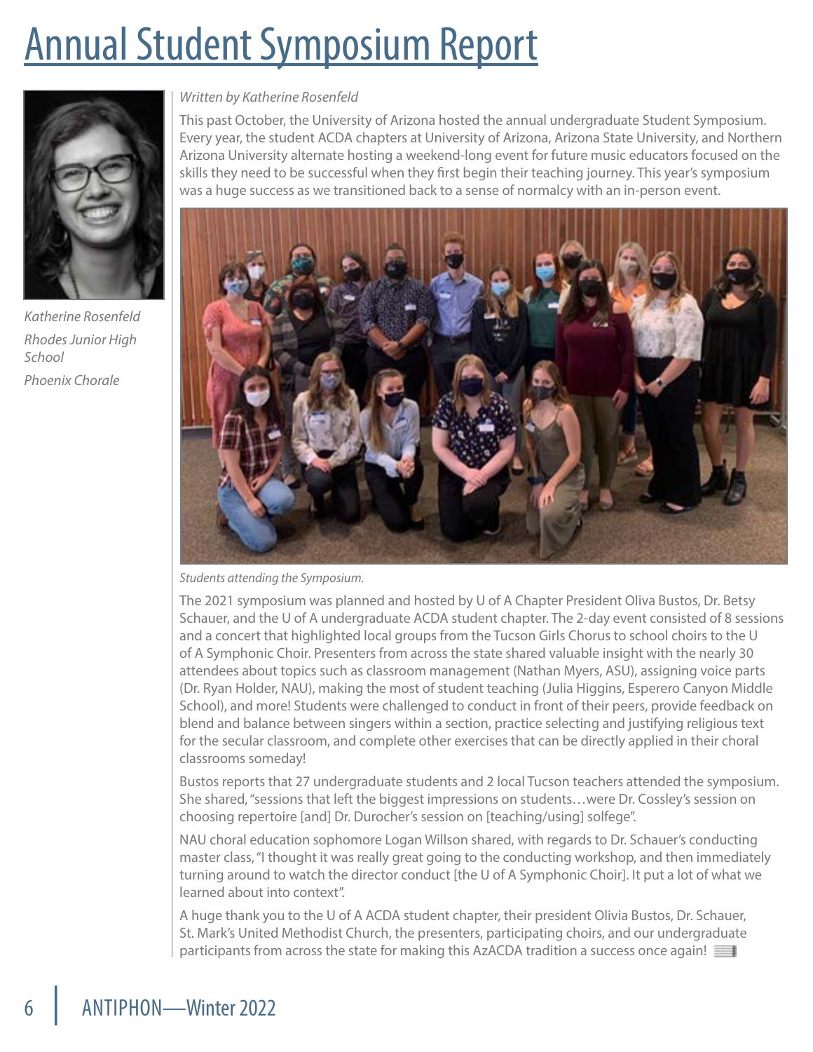# Annual Student Symposium Report

*Katherine Rosenfeld*
*Rhodes Junior High School*
*Phoenix Chorale*

*Written by Katherine Rosenfeld*

This past October, the University of Arizona hosted the annual undergraduate Student Symposium. Every year, the student ACDA chapters at University of Arizona, Arizona State University, and Northern Arizona University alternate hosting a weekend-long event for future music educators focused on the skills they need to be successful when they first begin their teaching journey. This year's symposium was a huge success as we transitioned back to a sense of normalcy with an in-person event.

*Students attending the Symposium.*

The 2021 symposium was planned and hosted by U of A Chapter President Oliva Bustos, Dr. Betsy Schauer, and the U of A undergraduate ACDA student chapter. The 2-day event consisted of 8 sessions and a concert that highlighted local groups from the Tucson Girls Chorus to school choirs to the U of A Symphonic Choir. Presenters from across the state shared valuable insight with the nearly 30 attendees about topics such as classroom management (Nathan Myers, ASU), assigning voice parts (Dr. Ryan Holder, NAU), making the most of student teaching (Julia Higgins, Esperero Canyon Middle School), and more! Students were challenged to conduct in front of their peers, provide feedback on blend and balance between singers within a section, practice selecting and justifying religious text for the secular classroom, and complete other exercises that can be directly applied in their choral classrooms someday!

Bustos reports that 27 undergraduate students and 2 local Tucson teachers attended the symposium. She shared, "sessions that left the biggest impressions on students…were Dr. Cossley's session on choosing repertoire [and] Dr. Durocher's session on [teaching/using] solfege".

NAU choral education sophomore Logan Willson shared, with regards to Dr. Schauer's conducting master class, "I thought it was really great going to the conducting workshop, and then immediately turning around to watch the director conduct [the U of A Symphonic Choir]. It put a lot of what we learned about into context".

A huge thank you to the U of A ACDA student chapter, their president Olivia Bustos, Dr. Schauer, St. Mark's United Methodist Church, the presenters, participating choirs, and our undergraduate participants from across the state for making this AzACDA tradition a success once again!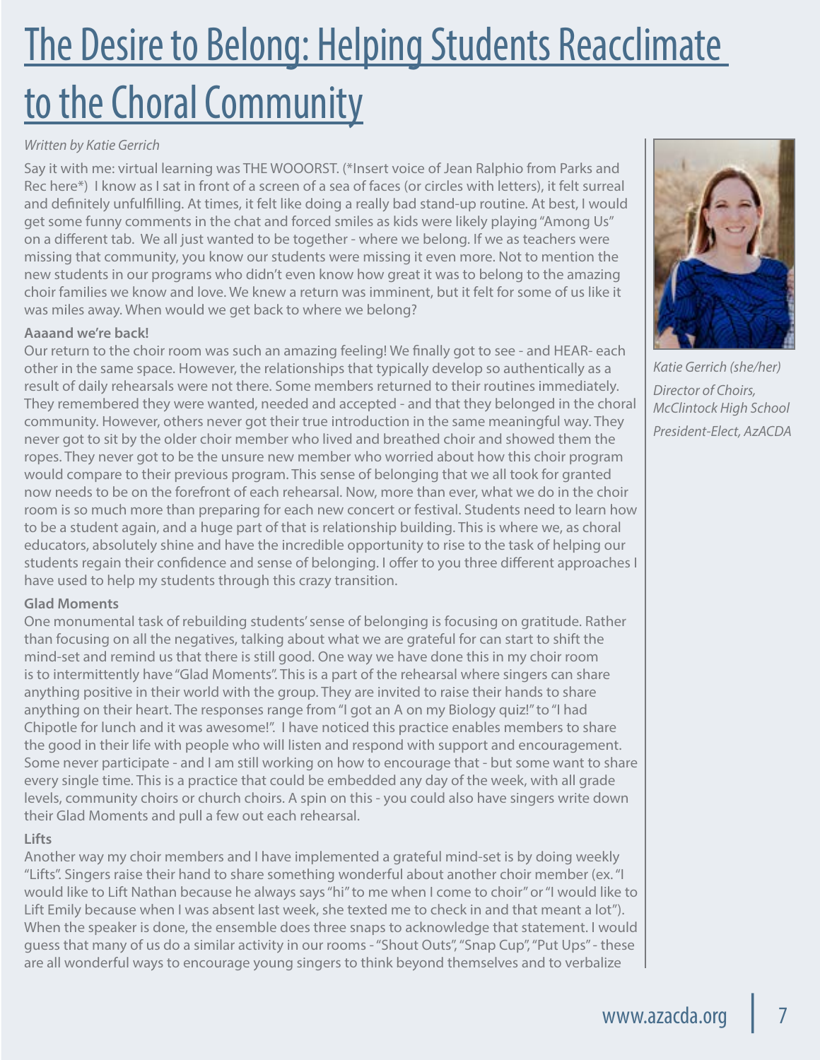# The Desire to Belong: Helping Students Reacclimate to the Choral Community

*Written by Katie Gerrich*

*Katie Gerrich (she/her)*
*Director of Choirs, McClintock High School*
*President-Elect, AzACDA*

Say it with me: virtual learning was THE WOOORST. (*Insert voice of Jean Ralphio from Parks and Rec here*) I know as I sat in front of a screen of a sea of faces (or circles with letters), it felt surreal and definitely unfulfilling. At times, it felt like doing a really bad stand-up routine. At best, I would get some funny comments in the chat and forced smiles as kids were likely playing "Among Us" on a different tab. We all just wanted to be together - where we belong. If we as teachers were missing that community, you know our students were missing it even more. Not to mention the new students in our programs who didn't even know how great it was to belong to the amazing choir families we know and love. We knew a return was imminent, but it felt for some of us like it was miles away. When would we get back to where we belong?

**Aaaand we're back!**

Our return to the choir room was such an amazing feeling! We finally got to see - and HEAR- each other in the same space. However, the relationships that typically develop so authentically as a result of daily rehearsals were not there. Some members returned to their routines immediately. They remembered they were wanted, needed and accepted - and that they belonged in the choral community. However, others never got their true introduction in the same meaningful way. They never got to sit by the older choir member who lived and breathed choir and showed them the ropes. They never got to be the unsure new member who worried about how this choir program would compare to their previous program. This sense of belonging that we all took for granted now needs to be on the forefront of each rehearsal. Now, more than ever, what we do in the choir room is so much more than preparing for each new concert or festival. Students need to learn how to be a student again, and a huge part of that is relationship building. This is where we, as choral educators, absolutely shine and have the incredible opportunity to rise to the task of helping our students regain their confidence and sense of belonging. I offer to you three different approaches I have used to help my students through this crazy transition.

**Glad Moments**

One monumental task of rebuilding students' sense of belonging is focusing on gratitude. Rather than focusing on all the negatives, talking about what we are grateful for can start to shift the mind-set and remind us that there is still good. One way we have done this in my choir room is to intermittently have "Glad Moments". This is a part of the rehearsal where singers can share anything positive in their world with the group. They are invited to raise their hands to share anything on their heart. The responses range from "I got an A on my Biology quiz!" to "I had Chipotle for lunch and it was awesome!". I have noticed this practice enables members to share the good in their life with people who will listen and respond with support and encouragement. Some never participate - and I am still working on how to encourage that - but some want to share every single time. This is a practice that could be embedded any day of the week, with all grade levels, community choirs or church choirs. A spin on this - you could also have singers write down their Glad Moments and pull a few out each rehearsal.

**Lifts**

Another way my choir members and I have implemented a grateful mind-set is by doing weekly "Lifts". Singers raise their hand to share something wonderful about another choir member (ex. "I would like to Lift Nathan because he always says "hi" to me when I come to choir" or "I would like to Lift Emily because when I was absent last week, she texted me to check in and that meant a lot"). When the speaker is done, the ensemble does three snaps to acknowledge that statement. I would guess that many of us do a similar activity in our rooms - "Shout Outs", "Snap Cup", "Put Ups" - these are all wonderful ways to encourage young singers to think beyond themselves and to verbalize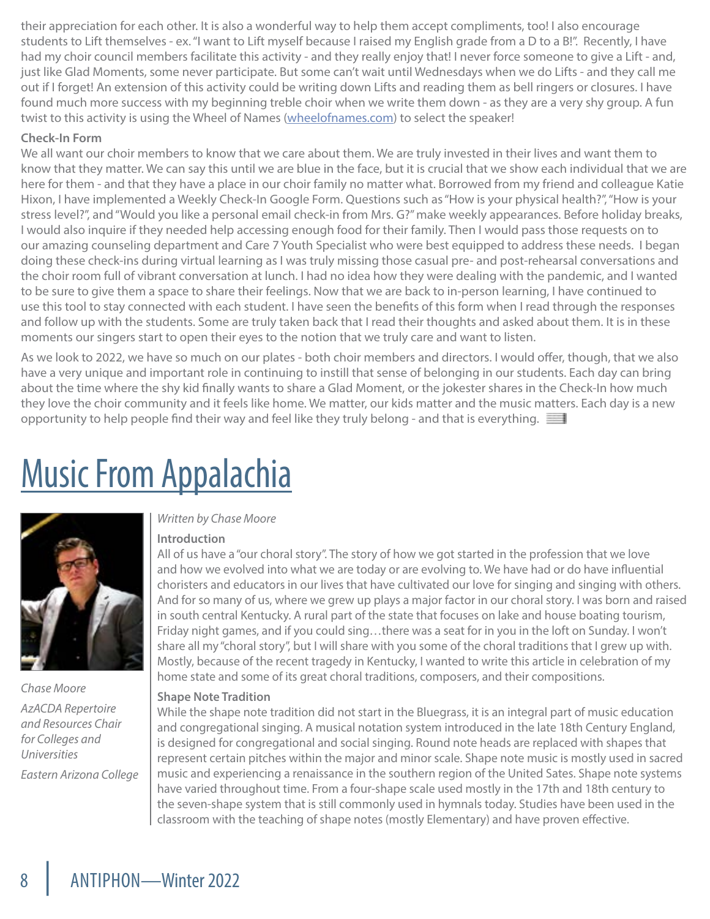their appreciation for each other. It is also a wonderful way to help them accept compliments, too! I also encourage students to Lift themselves - ex. "I want to Lift myself because I raised my English grade from a D to a B!". Recently, I have had my choir council members facilitate this activity - and they really enjoy that! I never force someone to give a Lift - and, just like Glad Moments, some never participate. But some can't wait until Wednesdays when we do Lifts - and they call me out if I forget! An extension of this activity could be writing down Lifts and reading them as bell ringers or closures. I have found much more success with my beginning treble choir when we write them down - as they are a very shy group. A fun twist to this activity is using the Wheel of Names (wheelofnames.com) to select the speaker!

**Check-In Form**

We all want our choir members to know that we care about them. We are truly invested in their lives and want them to know that they matter. We can say this until we are blue in the face, but it is crucial that we show each individual that we are here for them - and that they have a place in our choir family no matter what. Borrowed from my friend and colleague Katie Hixon, I have implemented a Weekly Check-In Google Form. Questions such as "How is your physical health?", "How is your stress level?", and "Would you like a personal email check-in from Mrs. G?" make weekly appearances. Before holiday breaks, I would also inquire if they needed help accessing enough food for their family. Then I would pass those requests on to our amazing counseling department and Care 7 Youth Specialist who were best equipped to address these needs. I began doing these check-ins during virtual learning as I was truly missing those casual pre- and post-rehearsal conversations and the choir room full of vibrant conversation at lunch. I had no idea how they were dealing with the pandemic, and I wanted to be sure to give them a space to share their feelings. Now that we are back to in-person learning, I have continued to use this tool to stay connected with each student. I have seen the benefits of this form when I read through the responses and follow up with the students. Some are truly taken back that I read their thoughts and asked about them. It is in these moments our singers start to open their eyes to the notion that we truly care and want to listen.

As we look to 2022, we have so much on our plates - both choir members and directors. I would offer, though, that we also have a very unique and important role in continuing to instill that sense of belonging in our students. Each day can bring about the time where the shy kid finally wants to share a Glad Moment, or the jokester shares in the Check-In how much they love the choir community and it feels like home. We matter, our kids matter and the music matters. Each day is a new opportunity to help people find their way and feel like they truly belong - and that is everything.

# Music From Appalachia

*Chase Moore*

*AzACDA Repertoire and Resources Chair for Colleges and Universities*

*Eastern Arizona College*

*Written by Chase Moore*

**Introduction**

All of us have a "our choral story". The story of how we got started in the profession that we love and how we evolved into what we are today or are evolving to. We have had or do have influential choristers and educators in our lives that have cultivated our love for singing and singing with others. And for so many of us, where we grew up plays a major factor in our choral story. I was born and raised in south central Kentucky. A rural part of the state that focuses on lake and house boating tourism, Friday night games, and if you could sing…there was a seat for in you in the loft on Sunday. I won't share all my "choral story", but I will share with you some of the choral traditions that I grew up with. Mostly, because of the recent tragedy in Kentucky, I wanted to write this article in celebration of my home state and some of its great choral traditions, composers, and their compositions.

**Shape Note Tradition**

While the shape note tradition did not start in the Bluegrass, it is an integral part of music education and congregational singing. A musical notation system introduced in the late 18th Century England, is designed for congregational and social singing. Round note heads are replaced with shapes that represent certain pitches within the major and minor scale. Shape note music is mostly used in sacred music and experiencing a renaissance in the southern region of the United Sates. Shape note systems have varied throughout time. From a four-shape scale used mostly in the 17th and 18th century to the seven-shape system that is still commonly used in hymnals today. Studies have been used in the classroom with the teaching of shape notes (mostly Elementary) and have proven effective.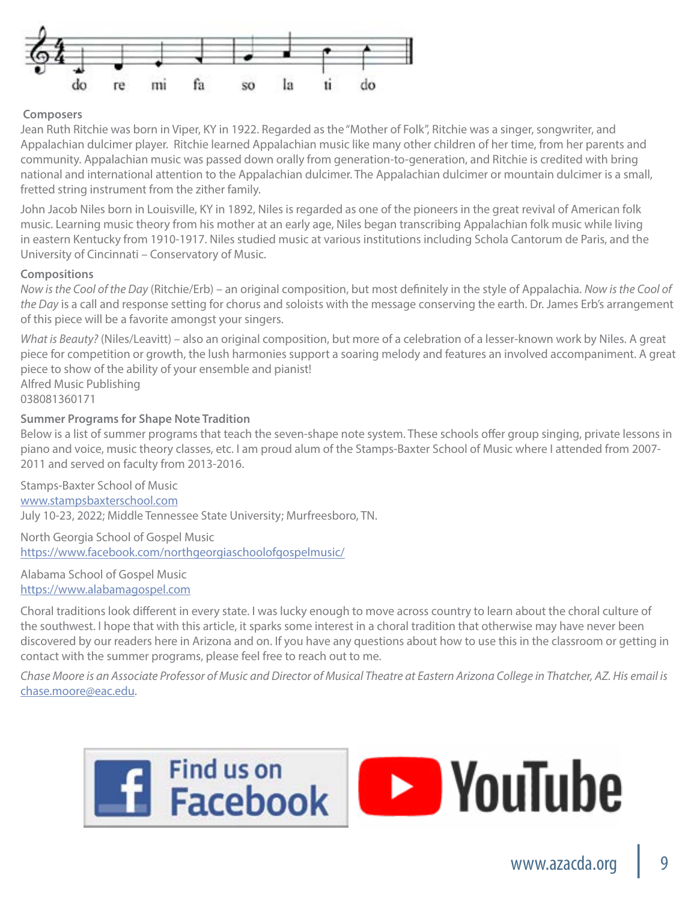**Composers**

Jean Ruth Ritchie was born in Viper, KY in 1922. Regarded as the "Mother of Folk", Ritchie was a singer, songwriter, and Appalachian dulcimer player. Ritchie learned Appalachian music like many other children of her time, from her parents and community. Appalachian music was passed down orally from generation-to-generation, and Ritchie is credited with bring national and international attention to the Appalachian dulcimer. The Appalachian dulcimer or mountain dulcimer is a small, fretted string instrument from the zither family.

John Jacob Niles born in Louisville, KY in 1892, Niles is regarded as one of the pioneers in the great revival of American folk music. Learning music theory from his mother at an early age, Niles began transcribing Appalachian folk music while living in eastern Kentucky from 1910-1917. Niles studied music at various institutions including Schola Cantorum de Paris, and the University of Cincinnati – Conservatory of Music.

**Compositions**

*Now is the Cool of the Day* (Ritchie/Erb) – an original composition, but most definitely in the style of Appalachia. *Now is the Cool of the Day* is a call and response setting for chorus and soloists with the message conserving the earth. Dr. James Erb's arrangement of this piece will be a favorite amongst your singers.

*What is Beauty?* (Niles/Leavitt) – also an original composition, but more of a celebration of a lesser-known work by Niles. A great piece for competition or growth, the lush harmonies support a soaring melody and features an involved accompaniment. A great piece to show of the ability of your ensemble and pianist!
Alfred Music Publishing
038081360171

**Summer Programs for Shape Note Tradition**

Below is a list of summer programs that teach the seven-shape note system. These schools offer group singing, private lessons in piano and voice, music theory classes, etc. I am proud alum of the Stamps-Baxter School of Music where I attended from 2007-2011 and served on faculty from 2013-2016.

Stamps-Baxter School of Music
www.stampsbaxterschool.com
July 10-23, 2022; Middle Tennessee State University; Murfreesboro, TN.

North Georgia School of Gospel Music
https://www.facebook.com/northgeorgiaschoolofgospelmusic/

Alabama School of Gospel Music
https://www.alabamagospel.com

Choral traditions look different in every state. I was lucky enough to move across country to learn about the choral culture of the southwest. I hope that with this article, it sparks some interest in a choral tradition that otherwise may have never been discovered by our readers here in Arizona and on. If you have any questions about how to use this in the classroom or getting in contact with the summer programs, please feel free to reach out to me.

*Chase Moore is an Associate Professor of Music and Director of Musical Theatre at Eastern Arizona College in Thatcher, AZ. His email is* chase.moore@eac.edu.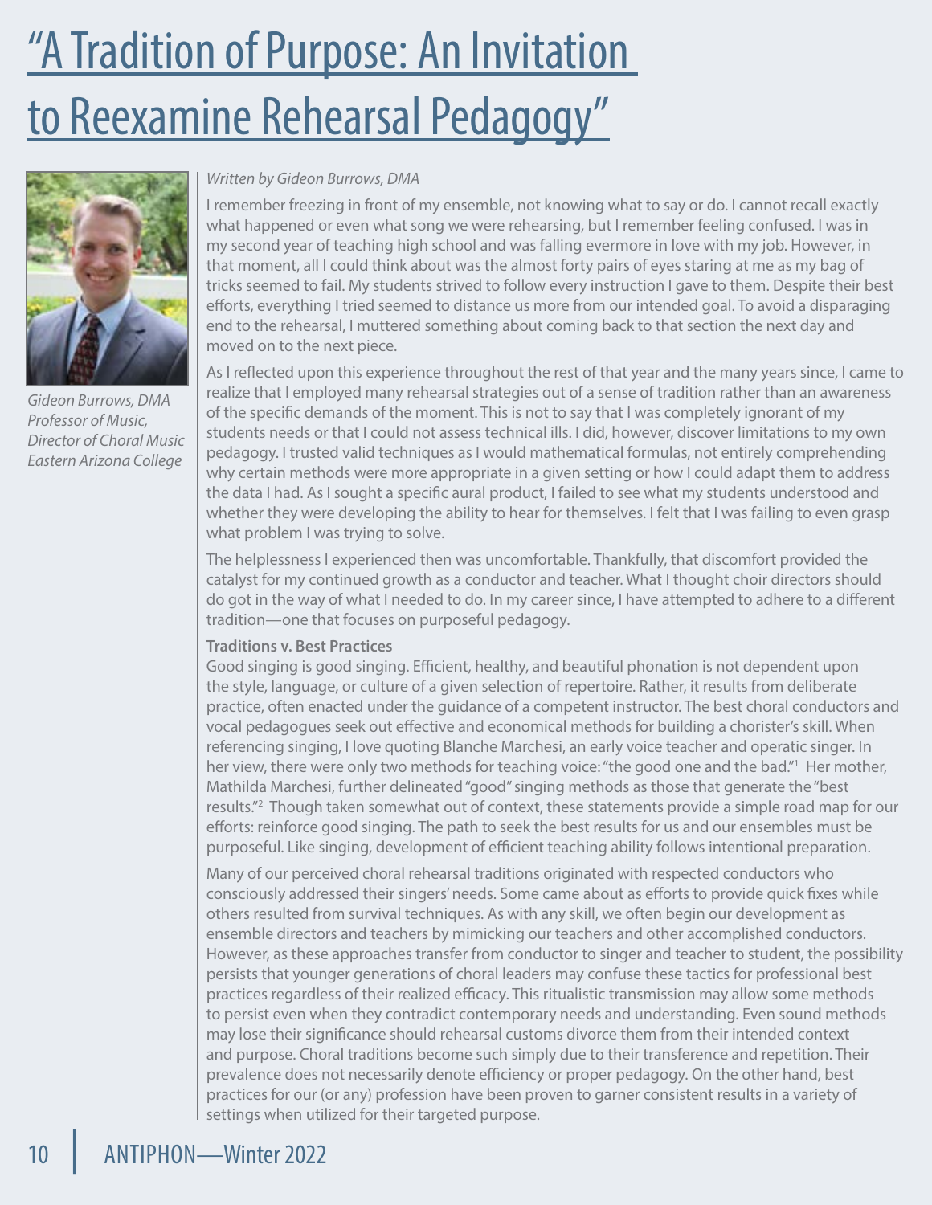# "A Tradition of Purpose: An Invitation to Reexamine Rehearsal Pedagogy"

Gideon Burrows, DMA
Professor of Music,
Director of Choral Music
Eastern Arizona College

*Written by Gideon Burrows, DMA*

I remember freezing in front of my ensemble, not knowing what to say or do. I cannot recall exactly what happened or even what song we were rehearsing, but I remember feeling confused. I was in my second year of teaching high school and was falling evermore in love with my job. However, in that moment, all I could think about was the almost forty pairs of eyes staring at me as my bag of tricks seemed to fail. My students strived to follow every instruction I gave to them. Despite their best efforts, everything I tried seemed to distance us more from our intended goal. To avoid a disparaging end to the rehearsal, I muttered something about coming back to that section the next day and moved on to the next piece.

As I reflected upon this experience throughout the rest of that year and the many years since, I came to realize that I employed many rehearsal strategies out of a sense of tradition rather than an awareness of the specific demands of the moment. This is not to say that I was completely ignorant of my students needs or that I could not assess technical ills. I did, however, discover limitations to my own pedagogy. I trusted valid techniques as I would mathematical formulas, not entirely comprehending why certain methods were more appropriate in a given setting or how I could adapt them to address the data I had. As I sought a specific aural product, I failed to see what my students understood and whether they were developing the ability to hear for themselves. I felt that I was failing to even grasp what problem I was trying to solve.

The helplessness I experienced then was uncomfortable. Thankfully, that discomfort provided the catalyst for my continued growth as a conductor and teacher. What I thought choir directors should do got in the way of what I needed to do. In my career since, I have attempted to adhere to a different tradition—one that focuses on purposeful pedagogy.

**Traditions v. Best Practices**

Good singing is good singing. Efficient, healthy, and beautiful phonation is not dependent upon the style, language, or culture of a given selection of repertoire. Rather, it results from deliberate practice, often enacted under the guidance of a competent instructor. The best choral conductors and vocal pedagogues seek out effective and economical methods for building a chorister's skill. When referencing singing, I love quoting Blanche Marchesi, an early voice teacher and operatic singer. In her view, there were only two methods for teaching voice: "the good one and the bad."[1] Her mother, Mathilda Marchesi, further delineated "good" singing methods as those that generate the "best results."[2] Though taken somewhat out of context, these statements provide a simple road map for our efforts: reinforce good singing. The path to seek the best results for us and our ensembles must be purposeful. Like singing, development of efficient teaching ability follows intentional preparation.

Many of our perceived choral rehearsal traditions originated with respected conductors who consciously addressed their singers' needs. Some came about as efforts to provide quick fixes while others resulted from survival techniques. As with any skill, we often begin our development as ensemble directors and teachers by mimicking our teachers and other accomplished conductors. However, as these approaches transfer from conductor to singer and teacher to student, the possibility persists that younger generations of choral leaders may confuse these tactics for professional best practices regardless of their realized efficacy. This ritualistic transmission may allow some methods to persist even when they contradict contemporary needs and understanding. Even sound methods may lose their significance should rehearsal customs divorce them from their intended context and purpose. Choral traditions become such simply due to their transference and repetition. Their prevalence does not necessarily denote efficiency or proper pedagogy. On the other hand, best practices for our (or any) profession have been proven to garner consistent results in a variety of settings when utilized for their targeted purpose.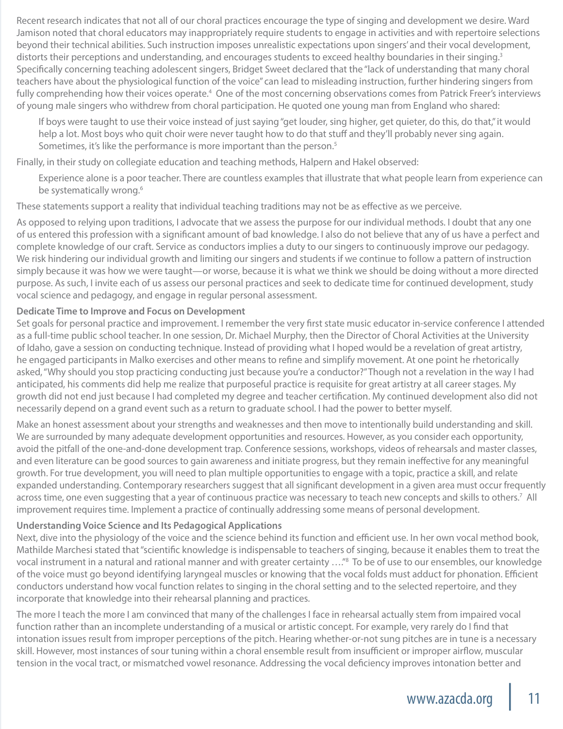Recent research indicates that not all of our choral practices encourage the type of singing and development we desire. Ward Jamison noted that choral educators may inappropriately require students to engage in activities and with repertoire selections beyond their technical abilities. Such instruction imposes unrealistic expectations upon singers' and their vocal development, distorts their perceptions and understanding, and encourages students to exceed healthy boundaries in their singing.[3] Specifically concerning teaching adolescent singers, Bridget Sweet declared that the "lack of understanding that many choral teachers have about the physiological function of the voice" can lead to misleading instruction, further hindering singers from fully comprehending how their voices operate.[4] One of the most concerning observations comes from Patrick Freer's interviews of young male singers who withdrew from choral participation. He quoted one young man from England who shared:

> If boys were taught to use their voice instead of just saying "get louder, sing higher, get quieter, do this, do that," it would help a lot. Most boys who quit choir were never taught how to do that stuff and they'll probably never sing again. Sometimes, it's like the performance is more important than the person.[5]

Finally, in their study on collegiate education and teaching methods, Halpern and Hakel observed:

> Experience alone is a poor teacher. There are countless examples that illustrate that what people learn from experience can be systematically wrong.[6]

These statements support a reality that individual teaching traditions may not be as effective as we perceive.

As opposed to relying upon traditions, I advocate that we assess the purpose for our individual methods. I doubt that any one of us entered this profession with a significant amount of bad knowledge. I also do not believe that any of us have a perfect and complete knowledge of our craft. Service as conductors implies a duty to our singers to continuously improve our pedagogy. We risk hindering our individual growth and limiting our singers and students if we continue to follow a pattern of instruction simply because it was how we were taught—or worse, because it is what we think we should be doing without a more directed purpose. As such, I invite each of us assess our personal practices and seek to dedicate time for continued development, study vocal science and pedagogy, and engage in regular personal assessment.

**Dedicate Time to Improve and Focus on Development**

Set goals for personal practice and improvement. I remember the very first state music educator in-service conference I attended as a full-time public school teacher. In one session, Dr. Michael Murphy, then the Director of Choral Activities at the University of Idaho, gave a session on conducting technique. Instead of providing what I hoped would be a revelation of great artistry, he engaged participants in Malko exercises and other means to refine and simplify movement. At one point he rhetorically asked, "Why should you stop practicing conducting just because you're a conductor?" Though not a revelation in the way I had anticipated, his comments did help me realize that purposeful practice is requisite for great artistry at all career stages. My growth did not end just because I had completed my degree and teacher certification. My continued development also did not necessarily depend on a grand event such as a return to graduate school. I had the power to better myself.

Make an honest assessment about your strengths and weaknesses and then move to intentionally build understanding and skill. We are surrounded by many adequate development opportunities and resources. However, as you consider each opportunity, avoid the pitfall of the one-and-done development trap. Conference sessions, workshops, videos of rehearsals and master classes, and even literature can be good sources to gain awareness and initiate progress, but they remain ineffective for any meaningful growth. For true development, you will need to plan multiple opportunities to engage with a topic, practice a skill, and relate expanded understanding. Contemporary researchers suggest that all significant development in a given area must occur frequently across time, one even suggesting that a year of continuous practice was necessary to teach new concepts and skills to others.[7] All improvement requires time. Implement a practice of continually addressing some means of personal development.

**Understanding Voice Science and Its Pedagogical Applications**

Next, dive into the physiology of the voice and the science behind its function and efficient use. In her own vocal method book, Mathilde Marchesi stated that "scientific knowledge is indispensable to teachers of singing, because it enables them to treat the vocal instrument in a natural and rational manner and with greater certainty …."[8] To be of use to our ensembles, our knowledge of the voice must go beyond identifying laryngeal muscles or knowing that the vocal folds must adduct for phonation. Efficient conductors understand how vocal function relates to singing in the choral setting and to the selected repertoire, and they incorporate that knowledge into their rehearsal planning and practices.

The more I teach the more I am convinced that many of the challenges I face in rehearsal actually stem from impaired vocal function rather than an incomplete understanding of a musical or artistic concept. For example, very rarely do I find that intonation issues result from improper perceptions of the pitch. Hearing whether-or-not sung pitches are in tune is a necessary skill. However, most instances of sour tuning within a choral ensemble result from insufficient or improper airflow, muscular tension in the vocal tract, or mismatched vowel resonance. Addressing the vocal deficiency improves intonation better and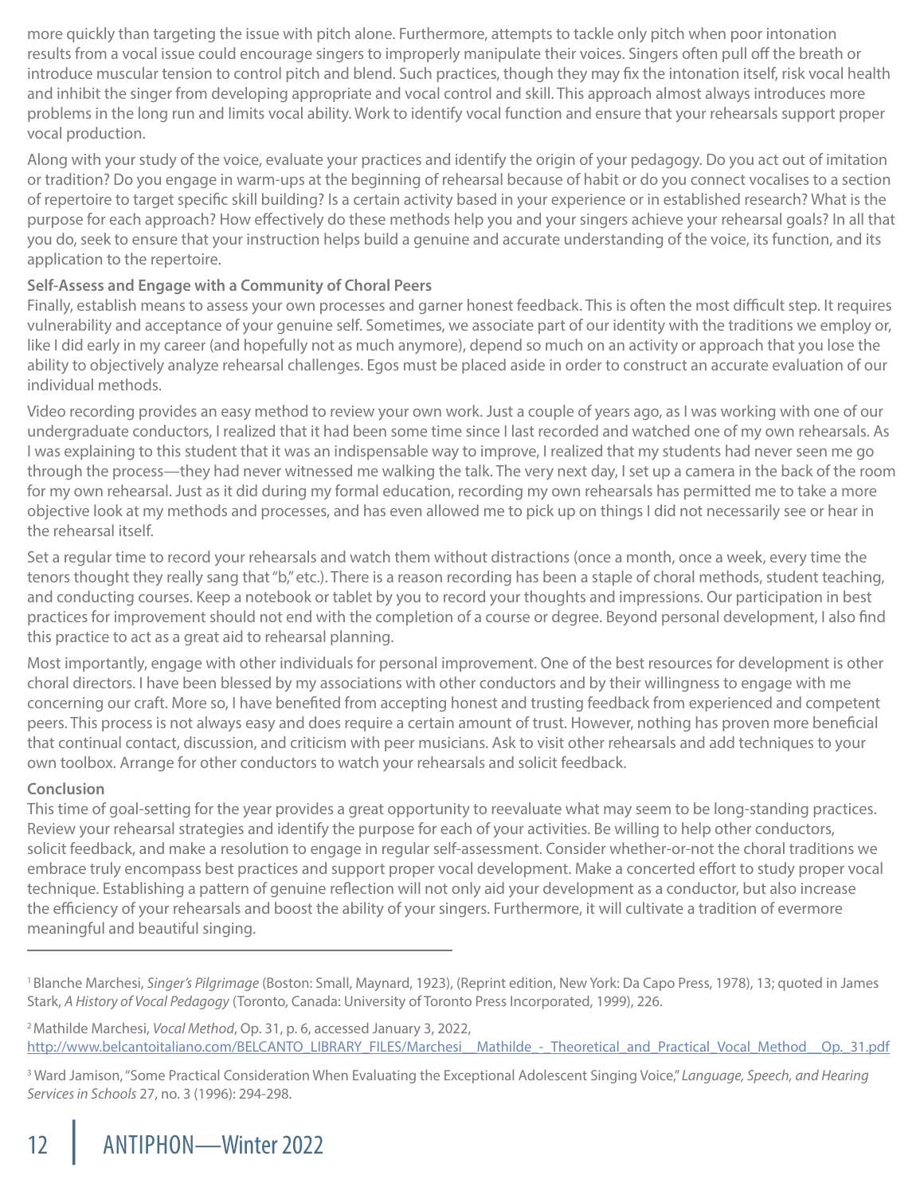more quickly than targeting the issue with pitch alone. Furthermore, attempts to tackle only pitch when poor intonation results from a vocal issue could encourage singers to improperly manipulate their voices. Singers often pull off the breath or introduce muscular tension to control pitch and blend. Such practices, though they may fix the intonation itself, risk vocal health and inhibit the singer from developing appropriate and vocal control and skill. This approach almost always introduces more problems in the long run and limits vocal ability. Work to identify vocal function and ensure that your rehearsals support proper vocal production.

Along with your study of the voice, evaluate your practices and identify the origin of your pedagogy. Do you act out of imitation or tradition? Do you engage in warm-ups at the beginning of rehearsal because of habit or do you connect vocalises to a section of repertoire to target specific skill building? Is a certain activity based in your experience or in established research? What is the purpose for each approach? How effectively do these methods help you and your singers achieve your rehearsal goals? In all that you do, seek to ensure that your instruction helps build a genuine and accurate understanding of the voice, its function, and its application to the repertoire.

**Self-Assess and Engage with a Community of Choral Peers**

Finally, establish means to assess your own processes and garner honest feedback. This is often the most difficult step. It requires vulnerability and acceptance of your genuine self. Sometimes, we associate part of our identity with the traditions we employ or, like I did early in my career (and hopefully not as much anymore), depend so much on an activity or approach that you lose the ability to objectively analyze rehearsal challenges. Egos must be placed aside in order to construct an accurate evaluation of our individual methods.

Video recording provides an easy method to review your own work. Just a couple of years ago, as I was working with one of our undergraduate conductors, I realized that it had been some time since I last recorded and watched one of my own rehearsals. As I was explaining to this student that it was an indispensable way to improve, I realized that my students had never seen me go through the process—they had never witnessed me walking the talk. The very next day, I set up a camera in the back of the room for my own rehearsal. Just as it did during my formal education, recording my own rehearsals has permitted me to take a more objective look at my methods and processes, and has even allowed me to pick up on things I did not necessarily see or hear in the rehearsal itself.

Set a regular time to record your rehearsals and watch them without distractions (once a month, once a week, every time the tenors thought they really sang that "b," etc.). There is a reason recording has been a staple of choral methods, student teaching, and conducting courses. Keep a notebook or tablet by you to record your thoughts and impressions. Our participation in best practices for improvement should not end with the completion of a course or degree. Beyond personal development, I also find this practice to act as a great aid to rehearsal planning.

Most importantly, engage with other individuals for personal improvement. One of the best resources for development is other choral directors. I have been blessed by my associations with other conductors and by their willingness to engage with me concerning our craft. More so, I have benefited from accepting honest and trusting feedback from experienced and competent peers. This process is not always easy and does require a certain amount of trust. However, nothing has proven more beneficial that continual contact, discussion, and criticism with peer musicians. Ask to visit other rehearsals and add techniques to your own toolbox. Arrange for other conductors to watch your rehearsals and solicit feedback.

**Conclusion**

This time of goal-setting for the year provides a great opportunity to reevaluate what may seem to be long-standing practices. Review your rehearsal strategies and identify the purpose for each of your activities. Be willing to help other conductors, solicit feedback, and make a resolution to engage in regular self-assessment. Consider whether-or-not the choral traditions we embrace truly encompass best practices and support proper vocal development. Make a concerted effort to study proper vocal technique. Establishing a pattern of genuine reflection will not only aid your development as a conductor, but also increase the efficiency of your rehearsals and boost the ability of your singers. Furthermore, it will cultivate a tradition of evermore meaningful and beautiful singing.

---

[1] Blanche Marchesi, *Singer's Pilgrimage* (Boston: Small, Maynard, 1923), (Reprint edition, New York: Da Capo Press, 1978), 13; quoted in James Stark, *A History of Vocal Pedagogy* (Toronto, Canada: University of Toronto Press Incorporated, 1999), 226.

[2] Mathilde Marchesi, *Vocal Method*, Op. 31, p. 6, accessed January 3, 2022, http://www.belcantoitaliano.com/BELCANTO_LIBRARY_FILES/Marchesi__Mathilde_-_Theoretical_and_Practical_Vocal_Method__Op._31.pdf

[3] Ward Jamison, "Some Practical Consideration When Evaluating the Exceptional Adolescent Singing Voice," *Language, Speech, and Hearing Services in Schools* 27, no. 3 (1996): 294-298.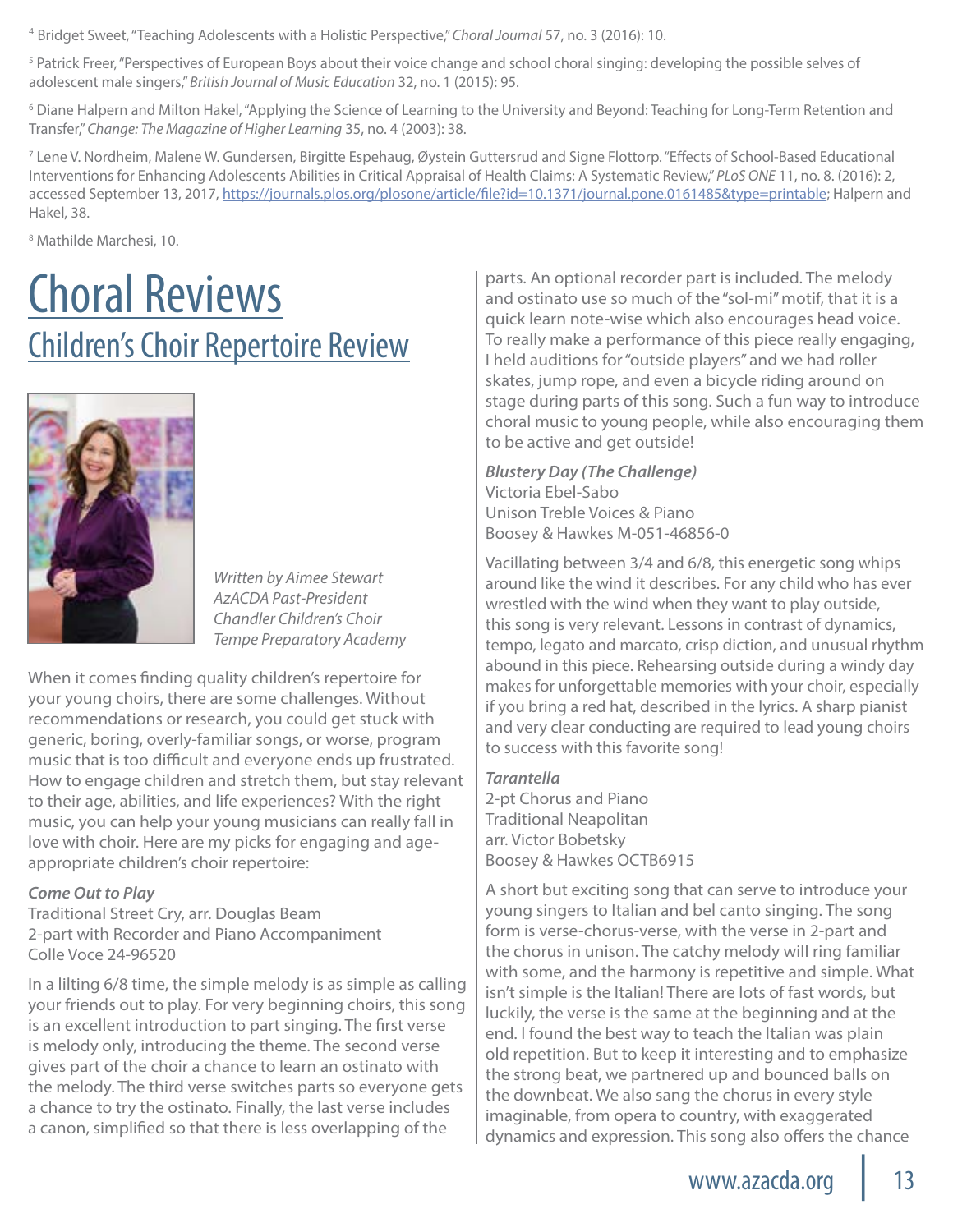[4] Bridget Sweet, "Teaching Adolescents with a Holistic Perspective," *Choral Journal* 57, no. 3 (2016): 10.

[5] Patrick Freer, "Perspectives of European Boys about their voice change and school choral singing: developing the possible selves of adolescent male singers," *British Journal of Music Education* 32, no. 1 (2015): 95.

[6] Diane Halpern and Milton Hakel, "Applying the Science of Learning to the University and Beyond: Teaching for Long-Term Retention and Transfer," *Change: The Magazine of Higher Learning* 35, no. 4 (2003): 38.

[7] Lene V. Nordheim, Malene W. Gundersen, Birgitte Espehaug, Øystein Guttersrud and Signe Flottorp. "Effects of School-Based Educational Interventions for Enhancing Adolescents Abilities in Critical Appraisal of Health Claims: A Systematic Review," *PLoS ONE* 11, no. 8. (2016): 2, accessed September 13, 2017, https://journals.plos.org/plosone/article/file?id=10.1371/journal.pone.0161485&type=printable; Halpern and Hakel, 38.

[8] Mathilde Marchesi, 10.

# Choral Reviews

## Children's Choir Repertoire Review

*Written by Aimee Stewart*
*AzACDA Past-President*
*Chandler Children's Choir*
*Tempe Preparatory Academy*

When it comes finding quality children's repertoire for your young choirs, there are some challenges. Without recommendations or research, you could get stuck with generic, boring, overly-familiar songs, or worse, program music that is too difficult and everyone ends up frustrated. How to engage children and stretch them, but stay relevant to their age, abilities, and life experiences? With the right music, you can help your young musicians can really fall in love with choir. Here are my picks for engaging and age-appropriate children's choir repertoire:

***Come Out to Play***
Traditional Street Cry, arr. Douglas Beam
2-part with Recorder and Piano Accompaniment
Colle Voce 24-96520

In a lilting 6/8 time, the simple melody is as simple as calling your friends out to play. For very beginning choirs, this song is an excellent introduction to part singing. The first verse is melody only, introducing the theme. The second verse gives part of the choir a chance to learn an ostinato with the melody. The third verse switches parts so everyone gets a chance to try the ostinato. Finally, the last verse includes a canon, simplified so that there is less overlapping of the parts. An optional recorder part is included. The melody and ostinato use so much of the "sol-mi" motif, that it is a quick learn note-wise which also encourages head voice. To really make a performance of this piece really engaging, I held auditions for "outside players" and we had roller skates, jump rope, and even a bicycle riding around on stage during parts of this song. Such a fun way to introduce choral music to young people, while also encouraging them to be active and get outside!

***Blustery Day (The Challenge)***
Victoria Ebel-Sabo
Unison Treble Voices & Piano
Boosey & Hawkes M-051-46856-0

Vacillating between 3/4 and 6/8, this energetic song whips around like the wind it describes. For any child who has ever wrestled with the wind when they want to play outside, this song is very relevant. Lessons in contrast of dynamics, tempo, legato and marcato, crisp diction, and unusual rhythm abound in this piece. Rehearsing outside during a windy day makes for unforgettable memories with your choir, especially if you bring a red hat, described in the lyrics. A sharp pianist and very clear conducting are required to lead young choirs to success with this favorite song!

***Tarantella***
2-pt Chorus and Piano
Traditional Neapolitan
arr. Victor Bobetsky
Boosey & Hawkes OCTB6915

A short but exciting song that can serve to introduce your young singers to Italian and bel canto singing. The song form is verse-chorus-verse, with the verse in 2-part and the chorus in unison. The catchy melody will ring familiar with some, and the harmony is repetitive and simple. What isn't simple is the Italian! There are lots of fast words, but luckily, the verse is the same at the beginning and at the end. I found the best way to teach the Italian was plain old repetition. But to keep it interesting and to emphasize the strong beat, we partnered up and bounced balls on the downbeat. We also sang the chorus in every style imaginable, from opera to country, with exaggerated dynamics and expression. This song also offers the chance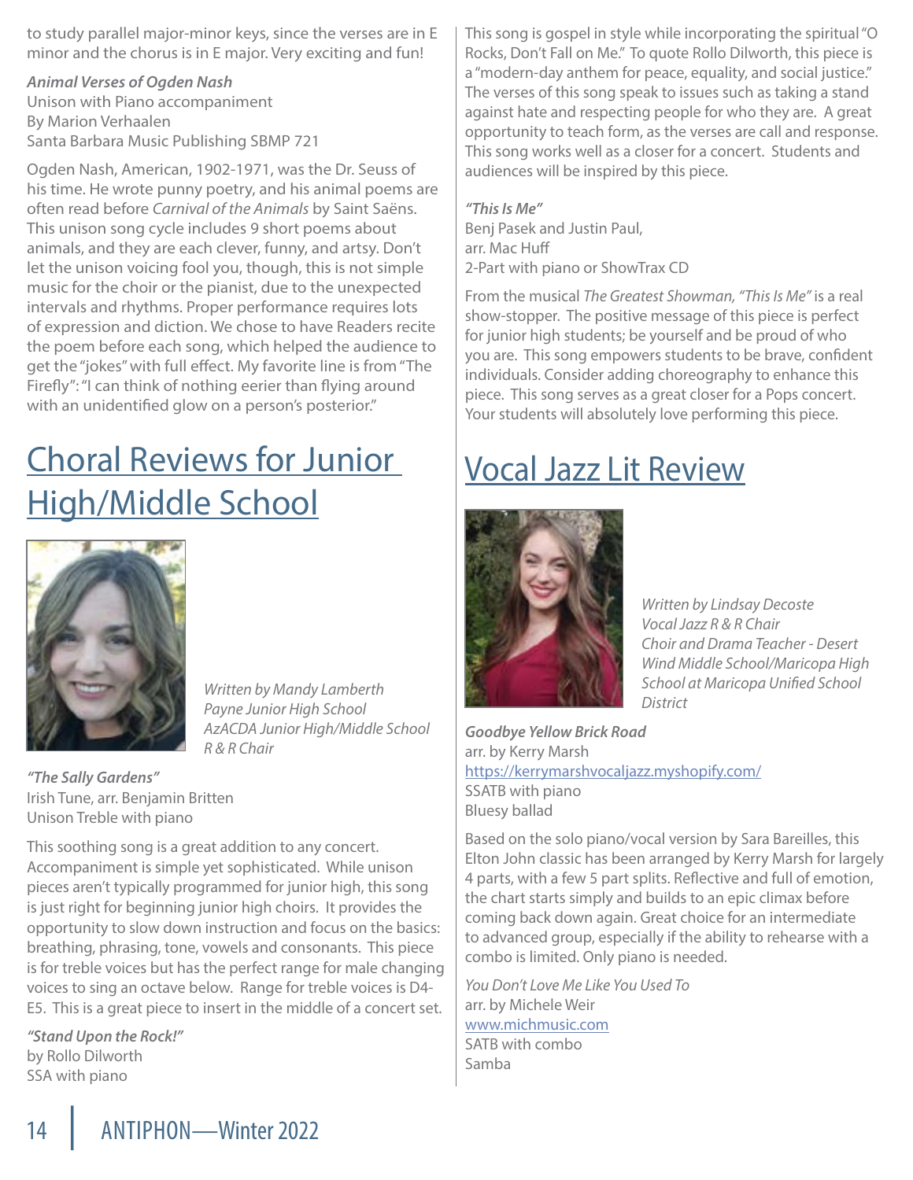to study parallel major-minor keys, since the verses are in E minor and the chorus is in E major. Very exciting and fun!

***Animal Verses of Ogden Nash***
Unison with Piano accompaniment
By Marion Verhaalen
Santa Barbara Music Publishing SBMP 721

Ogden Nash, American, 1902-1971, was the Dr. Seuss of his time. He wrote punny poetry, and his animal poems are often read before *Carnival of the Animals* by Saint Saëns. This unison song cycle includes 9 short poems about animals, and they are each clever, funny, and artsy. Don't let the unison voicing fool you, though, this is not simple music for the choir or the pianist, due to the unexpected intervals and rhythms. Proper performance requires lots of expression and diction. We chose to have Readers recite the poem before each song, which helped the audience to get the "jokes" with full effect. My favorite line is from "The Firefly": "I can think of nothing eerier than flying around with an unidentified glow on a person's posterior."

# Choral Reviews for Junior High/Middle School

*Written by Mandy Lamberth*
*Payne Junior High School*
*AzACDA Junior High/Middle School R & R Chair*

***"The Sally Gardens"***
Irish Tune, arr. Benjamin Britten
Unison Treble with piano

This soothing song is a great addition to any concert. Accompaniment is simple yet sophisticated. While unison pieces aren't typically programmed for junior high, this song is just right for beginning junior high choirs. It provides the opportunity to slow down instruction and focus on the basics: breathing, phrasing, tone, vowels and consonants. This piece is for treble voices but has the perfect range for male changing voices to sing an octave below. Range for treble voices is D4-E5. This is a great piece to insert in the middle of a concert set.

***"Stand Upon the Rock!"***
by Rollo Dilworth
SSA with piano

This song is gospel in style while incorporating the spiritual "O Rocks, Don't Fall on Me." To quote Rollo Dilworth, this piece is a "modern-day anthem for peace, equality, and social justice." The verses of this song speak to issues such as taking a stand against hate and respecting people for who they are. A great opportunity to teach form, as the verses are call and response. This song works well as a closer for a concert. Students and audiences will be inspired by this piece.

***"This Is Me"***
Benj Pasek and Justin Paul,
arr. Mac Huff
2-Part with piano or ShowTrax CD

From the musical *The Greatest Showman, "This Is Me"* is a real show-stopper. The positive message of this piece is perfect for junior high students; be yourself and be proud of who you are. This song empowers students to be brave, confident individuals. Consider adding choreography to enhance this piece. This song serves as a great closer for a Pops concert. Your students will absolutely love performing this piece.

# Vocal Jazz Lit Review

*Written by Lindsay Decoste*
*Vocal Jazz R & R Chair*
*Choir and Drama Teacher - Desert Wind Middle School/Maricopa High School at Maricopa Unified School District*

***Goodbye Yellow Brick Road***
arr. by Kerry Marsh
https://kerrymarshvocaljazz.myshopify.com/
SSATB with piano
Bluesy ballad

Based on the solo piano/vocal version by Sara Bareilles, this Elton John classic has been arranged by Kerry Marsh for largely 4 parts, with a few 5 part splits. Reflective and full of emotion, the chart starts simply and builds to an epic climax before coming back down again. Great choice for an intermediate to advanced group, especially if the ability to rehearse with a combo is limited. Only piano is needed.

*You Don't Love Me Like You Used To*
arr. by Michele Weir
www.michmusic.com
SATB with combo
Samba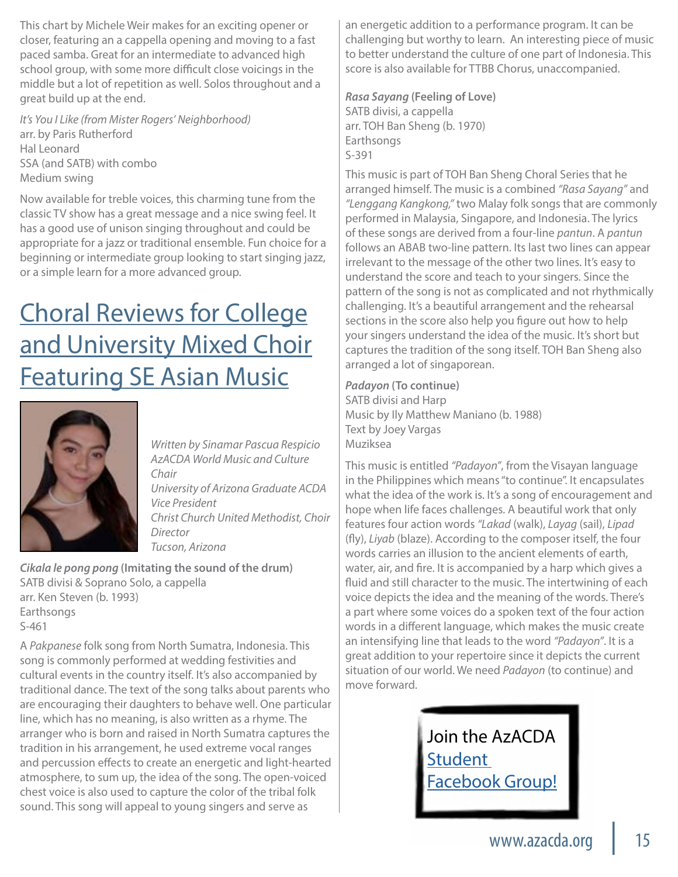This chart by Michele Weir makes for an exciting opener or closer, featuring an a cappella opening and moving to a fast paced samba. Great for an intermediate to advanced high school group, with some more difficult close voicings in the middle but a lot of repetition as well. Solos throughout and a great build up at the end.

*It's You I Like (from Mister Rogers' Neighborhood)*
arr. by Paris Rutherford
Hal Leonard
SSA (and SATB) with combo
Medium swing

Now available for treble voices, this charming tune from the classic TV show has a great message and a nice swing feel. It has a good use of unison singing throughout and could be appropriate for a jazz or traditional ensemble. Fun choice for a beginning or intermediate group looking to start singing jazz, or a simple learn for a more advanced group.

# Choral Reviews for College and University Mixed Choir Featuring SE Asian Music

*Written by Sinamar Pascua Respicio*
*AzACDA World Music and Culture Chair*
*University of Arizona Graduate ACDA Vice President*
*Christ Church United Methodist, Choir Director*
*Tucson, Arizona*

***Cikala le pong pong* (Imitating the sound of the drum)**
SATB divisi & Soprano Solo, a cappella
arr. Ken Steven (b. 1993)
Earthsongs
S-461

A *Pakpanese* folk song from North Sumatra, Indonesia. This song is commonly performed at wedding festivities and cultural events in the country itself. It's also accompanied by traditional dance. The text of the song talks about parents who are encouraging their daughters to behave well. One particular line, which has no meaning, is also written as a rhyme. The arranger who is born and raised in North Sumatra captures the tradition in his arrangement, he used extreme vocal ranges and percussion effects to create an energetic and light-hearted atmosphere, to sum up, the idea of the song. The open-voiced chest voice is also used to capture the color of the tribal folk sound. This song will appeal to young singers and serve as an energetic addition to a performance program. It can be challenging but worthy to learn. An interesting piece of music to better understand the culture of one part of Indonesia. This score is also available for TTBB Chorus, unaccompanied.

***Rasa Sayang* (Feeling of Love)**
SATB divisi, a cappella
arr. TOH Ban Sheng (b. 1970)
Earthsongs
S-391

This music is part of TOH Ban Sheng Choral Series that he arranged himself. The music is a combined *"Rasa Sayang"* and *"Lenggang Kangkong,"* two Malay folk songs that are commonly performed in Malaysia, Singapore, and Indonesia. The lyrics of these songs are derived from a four-line *pantun*. A *pantun* follows an ABAB two-line pattern. Its last two lines can appear irrelevant to the message of the other two lines. It's easy to understand the score and teach to your singers. Since the pattern of the song is not as complicated and not rhythmically challenging. It's a beautiful arrangement and the rehearsal sections in the score also help you figure out how to help your singers understand the idea of the music. It's short but captures the tradition of the song itself. TOH Ban Sheng also arranged a lot of singaporean.

***Padayon* (To continue)**
SATB divisi and Harp
Music by Ily Matthew Maniano (b. 1988)
Text by Joey Vargas
Muziksea

This music is entitled *"Padayon"*, from the Visayan language in the Philippines which means "to continue". It encapsulates what the idea of the work is. It's a song of encouragement and hope when life faces challenges. A beautiful work that only features four action words *"Lakad* (walk), *Layag* (sail), *Lipad* (fly), *Liyab* (blaze). According to the composer itself, the four words carries an illusion to the ancient elements of earth, water, air, and fire. It is accompanied by a harp which gives a fluid and still character to the music. The intertwining of each voice depicts the idea and the meaning of the words. There's a part where some voices do a spoken text of the four action words in a different language, which makes the music create an intensifying line that leads to the word *"Padayon"*. It is a great addition to your repertoire since it depicts the current situation of our world. We need *Padayon* (to continue) and move forward.

Join the AzACDA Student Facebook Group!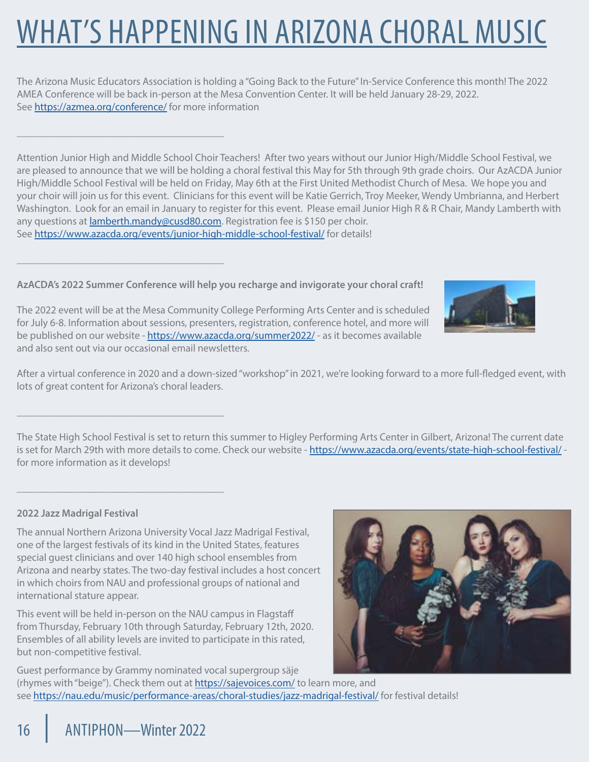# WHAT'S HAPPENING IN ARIZONA CHORAL MUSIC

The Arizona Music Educators Association is holding a "Going Back to the Future" In-Service Conference this month! The 2022 AMEA Conference will be back in-person at the Mesa Convention Center. It will be held January 28-29, 2022. See https://azmea.org/conference/ for more information

---

Attention Junior High and Middle School Choir Teachers! After two years without our Junior High/Middle School Festival, we are pleased to announce that we will be holding a choral festival this May for 5th through 9th grade choirs. Our AzACDA Junior High/Middle School Festival will be held on Friday, May 6th at the First United Methodist Church of Mesa. We hope you and your choir will join us for this event. Clinicians for this event will be Katie Gerrich, Troy Meeker, Wendy Umbrianna, and Herbert Washington. Look for an email in January to register for this event. Please email Junior High R & R Chair, Mandy Lamberth with any questions at lamberth.mandy@cusd80.com. Registration fee is $150 per choir. See https://www.azacda.org/events/junior-high-middle-school-festival/ for details!

---

**AzACDA's 2022 Summer Conference will help you recharge and invigorate your choral craft!**

The 2022 event will be at the Mesa Community College Performing Arts Center and is scheduled for July 6-8. Information about sessions, presenters, registration, conference hotel, and more will be published on our website - https://www.azacda.org/summer2022/ - as it becomes available and also sent out via our occasional email newsletters.

After a virtual conference in 2020 and a down-sized "workshop" in 2021, we're looking forward to a more full-fledged event, with lots of great content for Arizona's choral leaders.

---

The State High School Festival is set to return this summer to Higley Performing Arts Center in Gilbert, Arizona! The current date is set for March 29th with more details to come. Check our website - https://www.azacda.org/events/state-high-school-festival/ - for more information as it develops!

---

**2022 Jazz Madrigal Festival**

The annual Northern Arizona University Vocal Jazz Madrigal Festival, one of the largest festivals of its kind in the United States, features special guest clinicians and over 140 high school ensembles from Arizona and nearby states. The two-day festival includes a host concert in which choirs from NAU and professional groups of national and international stature appear.

This event will be held in-person on the NAU campus in Flagstaff from Thursday, February 10th through Saturday, February 12th, 2020. Ensembles of all ability levels are invited to participate in this rated, but non-competitive festival.

Guest performance by Grammy nominated vocal supergroup säje (rhymes with "beige"). Check them out at https://sajevoices.com/ to learn more, and see https://nau.edu/music/performance-areas/choral-studies/jazz-madrigal-festival/ for festival details!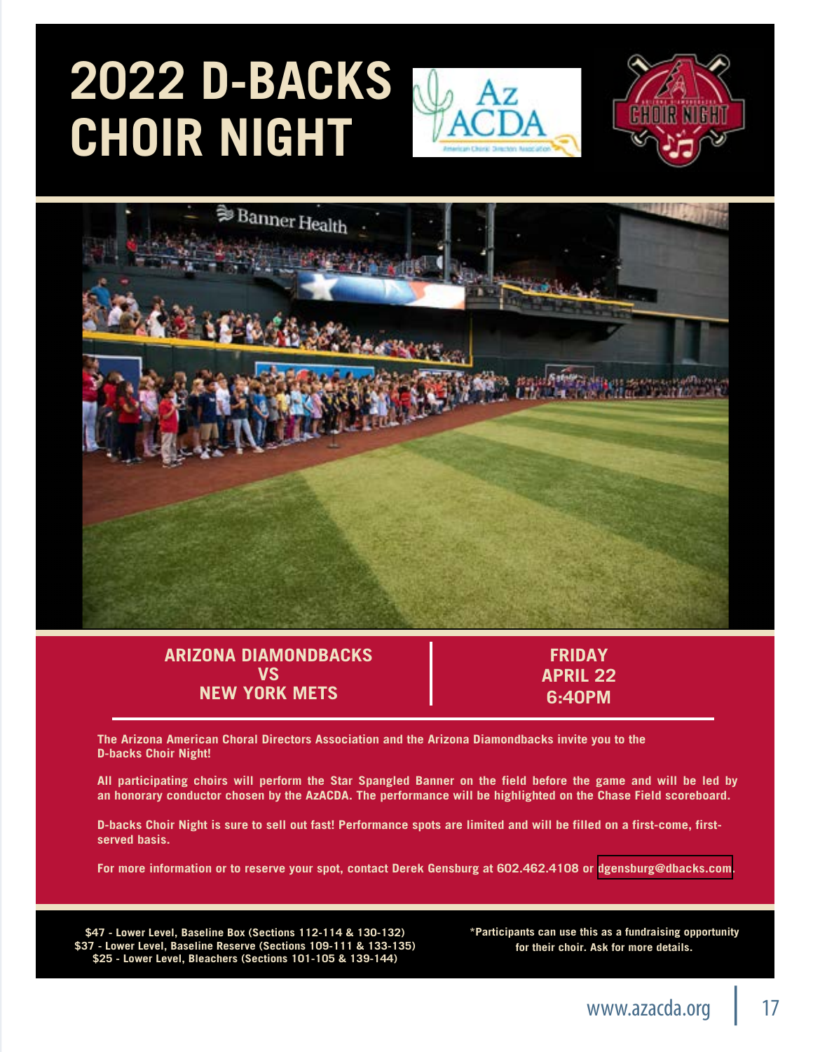# 2022 D-BACKS CHOIR NIGHT

**ARIZONA DIAMONDBACKS VS NEW YORK METS**

**FRIDAY APRIL 22 6:40PM**

**The Arizona American Choral Directors Association and the Arizona Diamondbacks invite you to the D-backs Choir Night!**

**All participating choirs will perform the Star Spangled Banner on the field before the game and will be led by an honorary conductor chosen by the AzACDA. The performance will be highlighted on the Chase Field scoreboard.**

**D-backs Choir Night is sure to sell out fast! Performance spots are limited and will be filled on a first-come, first-served basis.**

**For more information or to reserve your spot, contact Derek Gensburg at 602.462.4108 or dgensburg@dbacks.com.**

**$47 - Lower Level, Baseline Box (Sections 112-114 & 130-132)**
**$37 - Lower Level, Baseline Reserve (Sections 109-111 & 133-135)**
**$25 - Lower Level, Bleachers (Sections 101-105 & 139-144)**

**\*Participants can use this as a fundraising opportunity for their choir. Ask for more details.**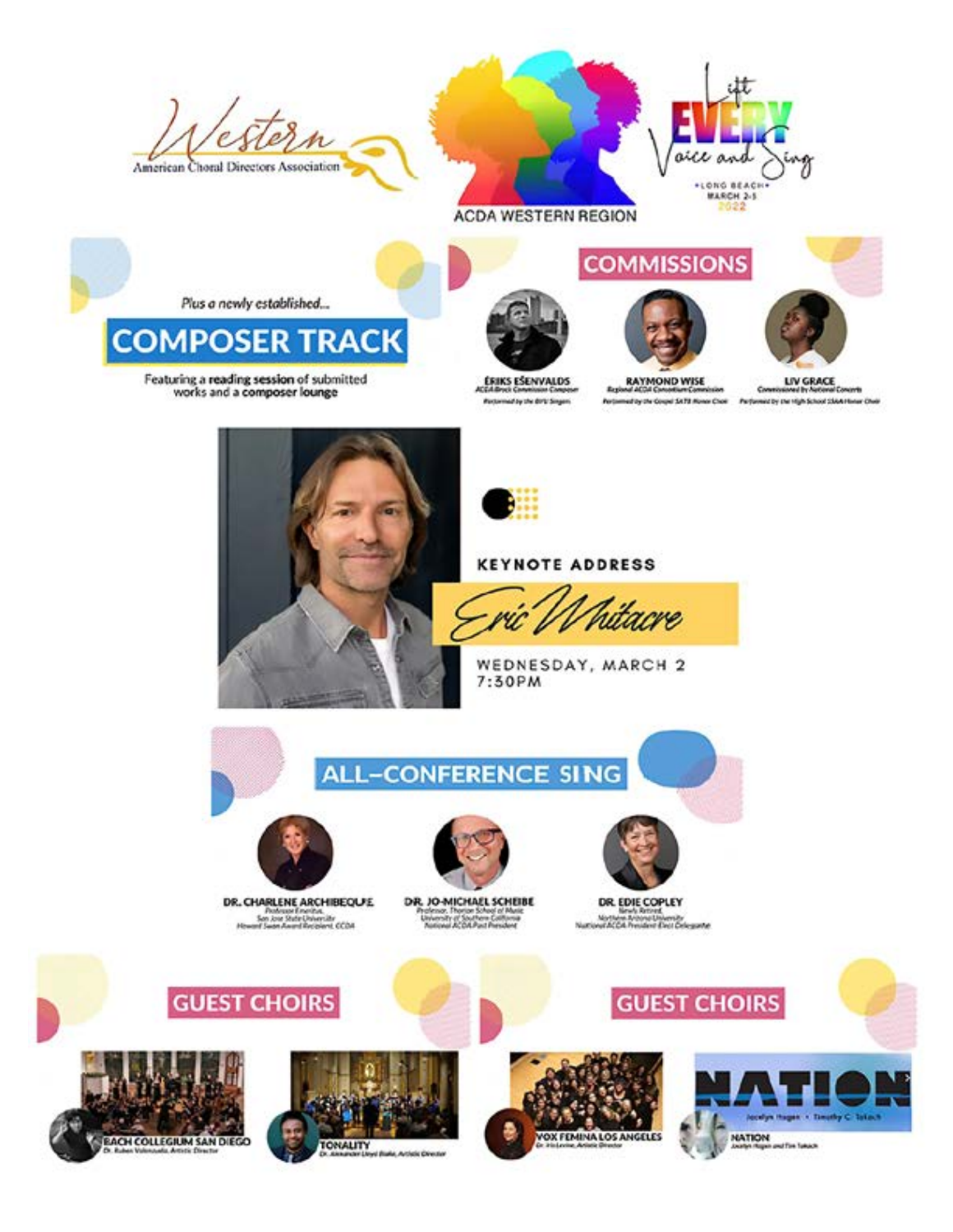Western American Choral Directors Association

ACDA WESTERN REGION

Lift EVERY Voice and Sing

LONG BEACH
MARCH 2-5
2022

*Plus a newly established...*

## COMPOSER TRACK

Featuring a **reading session** of submitted works and a **composer lounge**

## COMMISSIONS

**ĒRIKS EŠENVALDS**
*ACDA Brock Commission Composer*
*Performed by the BYU Singers*

**RAYMOND WISE**
*Regional ACDA Consortium Commission*
*Performed by the Gospel SATB Honor Choir*

**LIV GRACE**
*Commissioned by National Concerts*
*Performed by the High School SSAA Honor Choir*

## KEYNOTE ADDRESS

**Eric Whitacre**

WEDNESDAY, MARCH 2
7:30PM

## ALL-CONFERENCE SING

**DR. CHARLENE ARCHIBEQUE**
*Professor Emeritus,*
*San José State University*
*Howard Swan Award Recipient, CCDA*

**DR. JO-MICHAEL SCHEIBE**
*Professor, Thornton School of Music*
*University of Southern California*
*National ACDA Past President*

**DR. EDIE COPLEY**
*Newly Retired,*
*Northern Arizona University*
*National ACDA President-Elect Delegate*

## GUEST CHOIRS

**BACH COLLEGIUM SAN DIEGO**
*Dr. Ruben Valenzuela, Artistic Director*

**TONALITY**
*Dr. Alexander Lloyd Blake, Artistic Director*

## GUEST CHOIRS

**VOX FEMINA LOS ANGELES**
*Dr. Iris Levine, Artistic Director*

**NATION**
*Jocelyn Hagen and Tim Takach*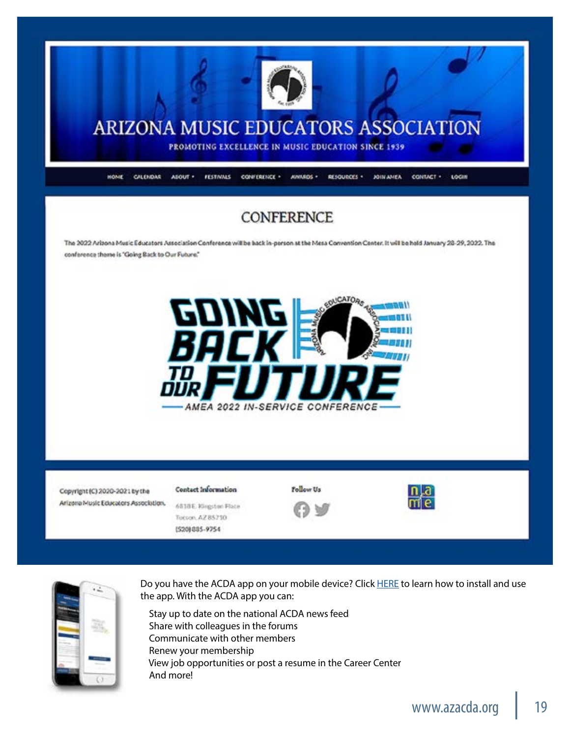# ARIZONA MUSIC EDUCATORS ASSOCIATION

PROMOTING EXCELLENCE IN MUSIC EDUCATION SINCE 1939

HOME CALENDAR ABOUT FESTIVALS CONFERENCE AWARDS RESOURCES JOIN AMEA CONTACT LOGIN

## CONFERENCE

The 2022 Arizona Music Educators Association Conference will be back in-person at the Mesa Convention Center. It will be held January 28-29, 2022. The conference theme is "Going Back to Our Future."

GOING BACK TO OUR FUTURE

AMEA 2022 IN-SERVICE CONFERENCE

Copyright (C) 2020-2021 by the Arizona Music Educators Association.

**Contact Information**

6818 E. Kingston Place
Tucson, AZ 85710
(520) 885-9754

**Follow Us**

Do you have the ACDA app on your mobile device? Click HERE to learn how to install and use the app. With the ACDA app you can:

- Stay up to date on the national ACDA news feed
- Share with colleagues in the forums
- Communicate with other members
- Renew your membership
- View job opportunities or post a resume in the Career Center
- And more!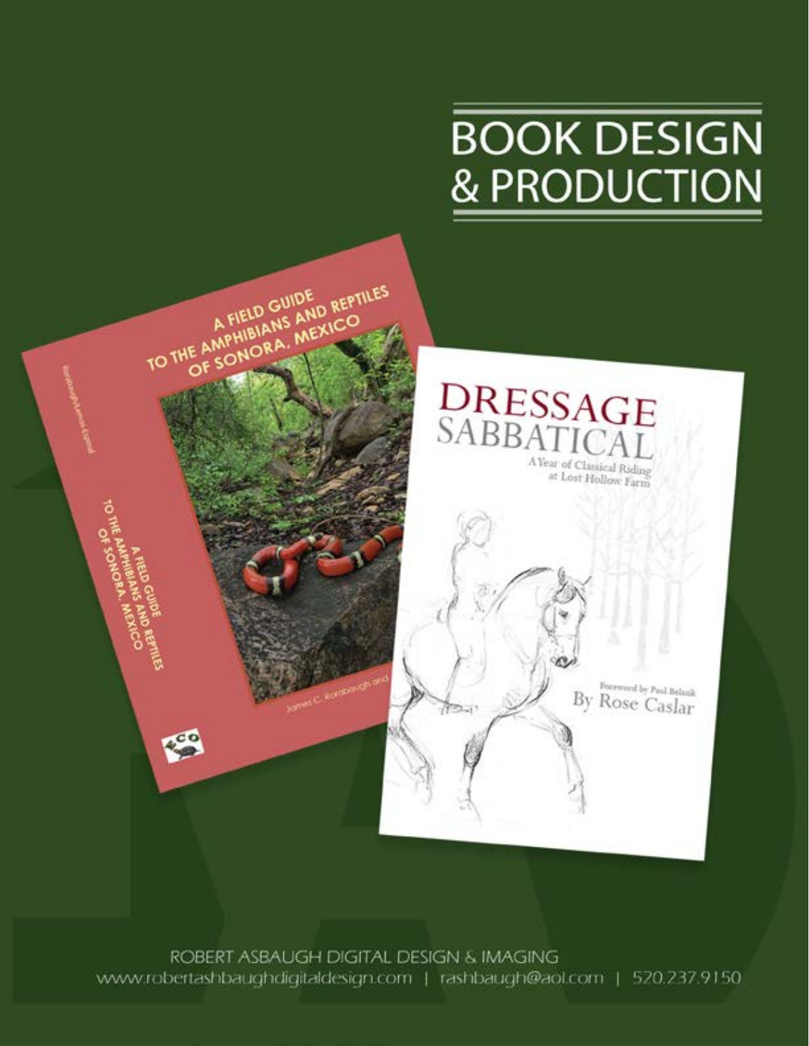# BOOK DESIGN & PRODUCTION

A FIELD GUIDE TO THE AMPHIBIANS AND REPTILES OF SONORA, MEXICO

James C. Rorabaugh and

DRESSAGE SABBATICAL

A Year of Classical Riding at Lost Hollow Farm

Foreword by Paul Belasik

By Rose Caslar

ROBERT ASBAUGH DIGITAL DESIGN & IMAGING
www.robertashbaughdigitaldesign.com | rashbaugh@aol.com | 520.237.9150